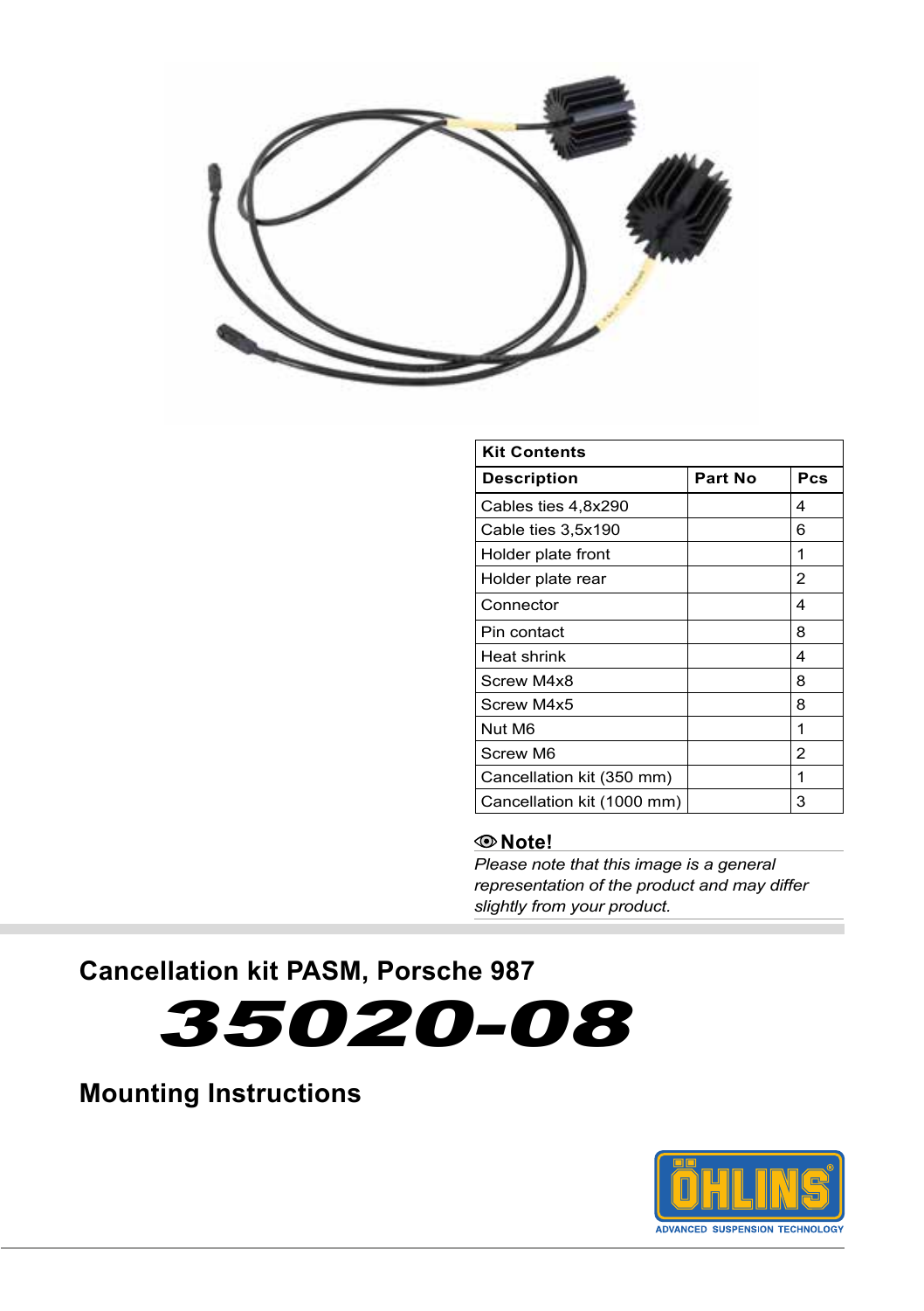| Kit Contents | | |
|---|---|---|
| **Description** | **Part No** | **Pcs** |
| Cables ties 4,8x290 | | 4 |
| Cable ties 3,5x190 | | 6 |
| Holder plate front | | 1 |
| Holder plate rear | | 2 |
| Connector | | 4 |
| Pin contact | | 8 |
| Heat shrink | | 4 |
| Screw M4x8 | | 8 |
| Screw M4x5 | | 8 |
| Nut M6 | | 1 |
| Screw M6 | | 2 |
| Cancellation kit (350 mm) | | 1 |
| Cancellation kit (1000 mm) | | 3 |

**Note!**

*Please note that this image is a general representation of the product and may differ slightly from your product.*

## Cancellation kit PASM, Porsche 987

# 35020-08

## Mounting Instructions

ÖHLINS
ADVANCED SUSPENSION TECHNOLOGY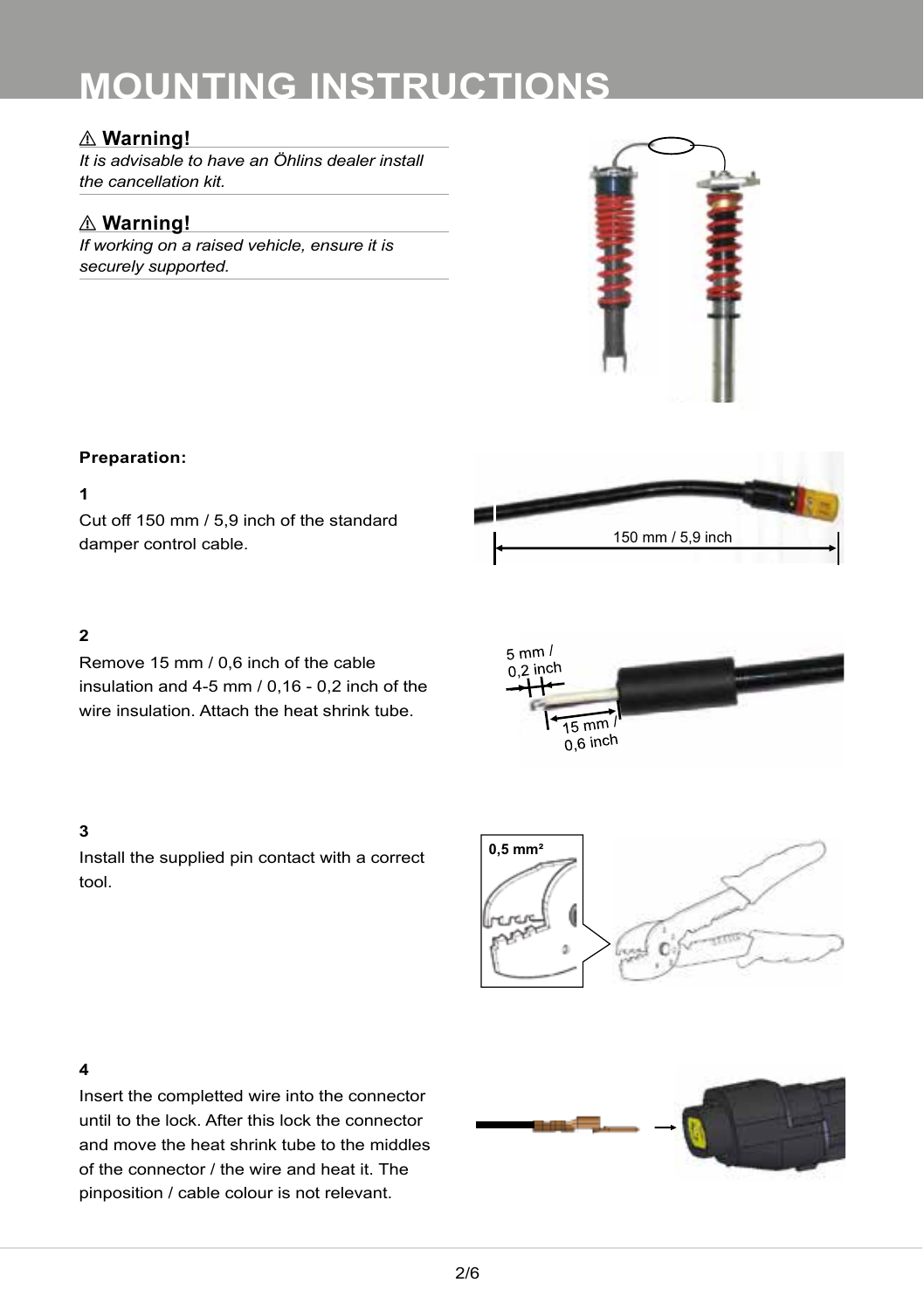# MOUNTING INSTRUCTIONS

### ⚠ Warning!

*It is advisable to have an Öhlins dealer install the cancellation kit.*

### ⚠ Warning!

*If working on a raised vehicle, ensure it is securely supported.*

**Preparation:**

**1**

Cut off 150 mm / 5,9 inch of the standard damper control cable.

150 mm / 5,9 inch

**2**

Remove 15 mm / 0,6 inch of the cable insulation and 4-5 mm / 0,16 - 0,2 inch of the wire insulation. Attach the heat shrink tube.

5 mm / 0,2 inch

15 mm / 0,6 inch

**3**

Install the supplied pin contact with a correct tool.

0,5 mm²

**4**

Insert the completted wire into the connector until to the lock. After this lock the connector and move the heat shrink tube to the middles of the connector / the wire and heat it. The pinposition / cable colour is not relevant.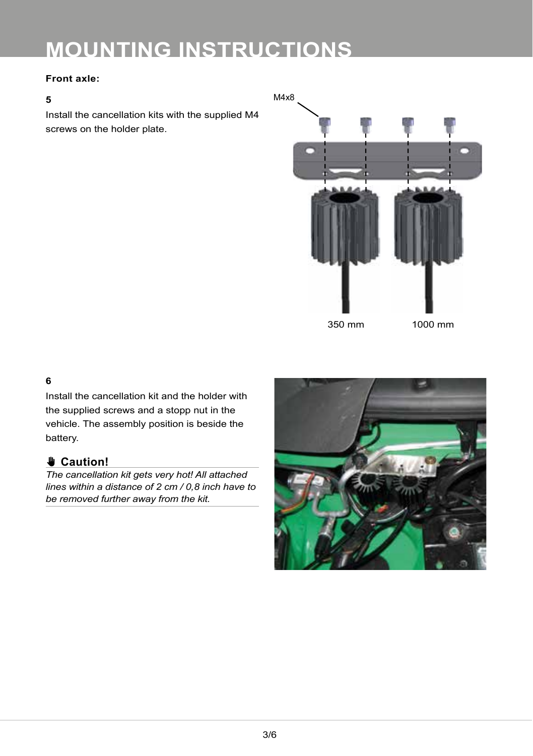# MOUNTING INSTRUCTIONS

**Front axle:**

**5**

Install the cancellation kits with the supplied M4 screws on the holder plate.

M4x8

350 mm 1000 mm

**6**

Install the cancellation kit and the holder with the supplied screws and a stopp nut in the vehicle. The assembly position is beside the battery.

### ✋ Caution!

*The cancellation kit gets very hot! All attached lines within a distance of 2 cm / 0,8 inch have to be removed further away from the kit.*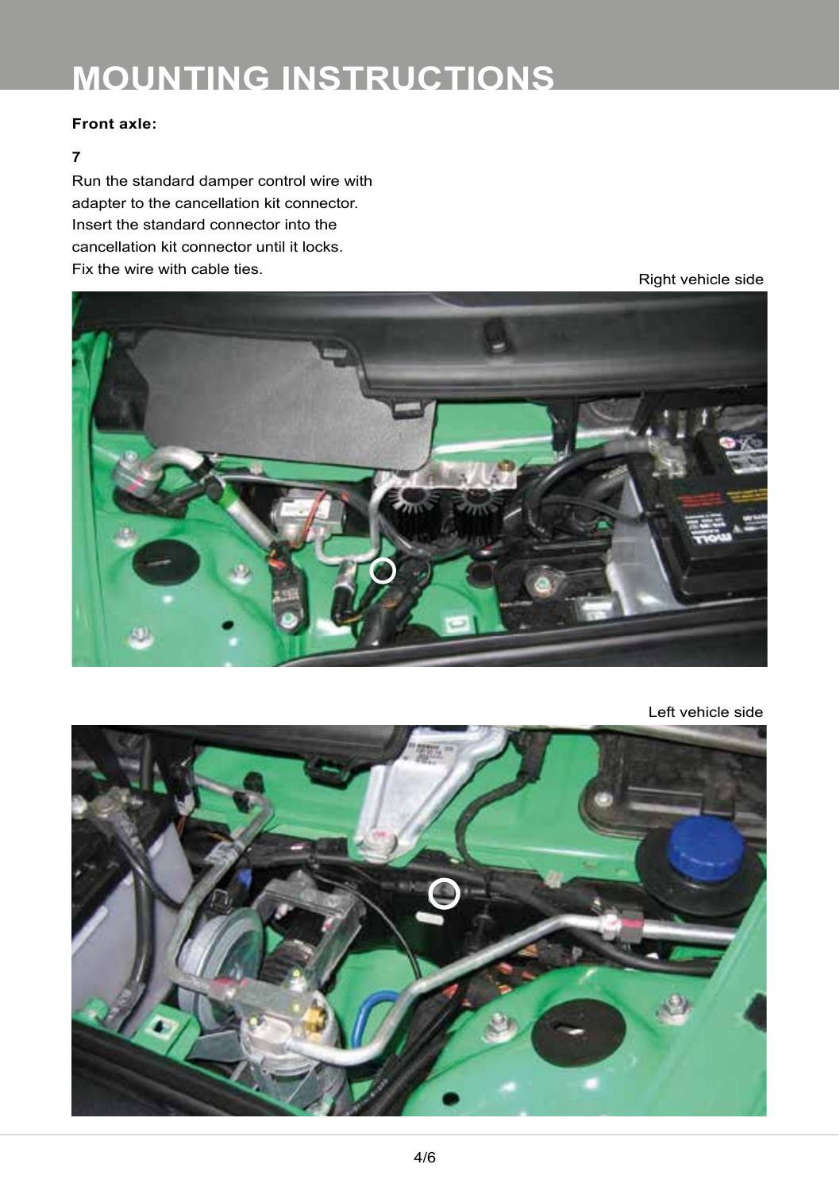# MOUNTING INSTRUCTIONS

**Front axle:**

**7**

Run the standard damper control wire with adapter to the cancellation kit connector. Insert the standard connector into the cancellation kit connector until it locks. Fix the wire with cable ties.

Right vehicle side

Left vehicle side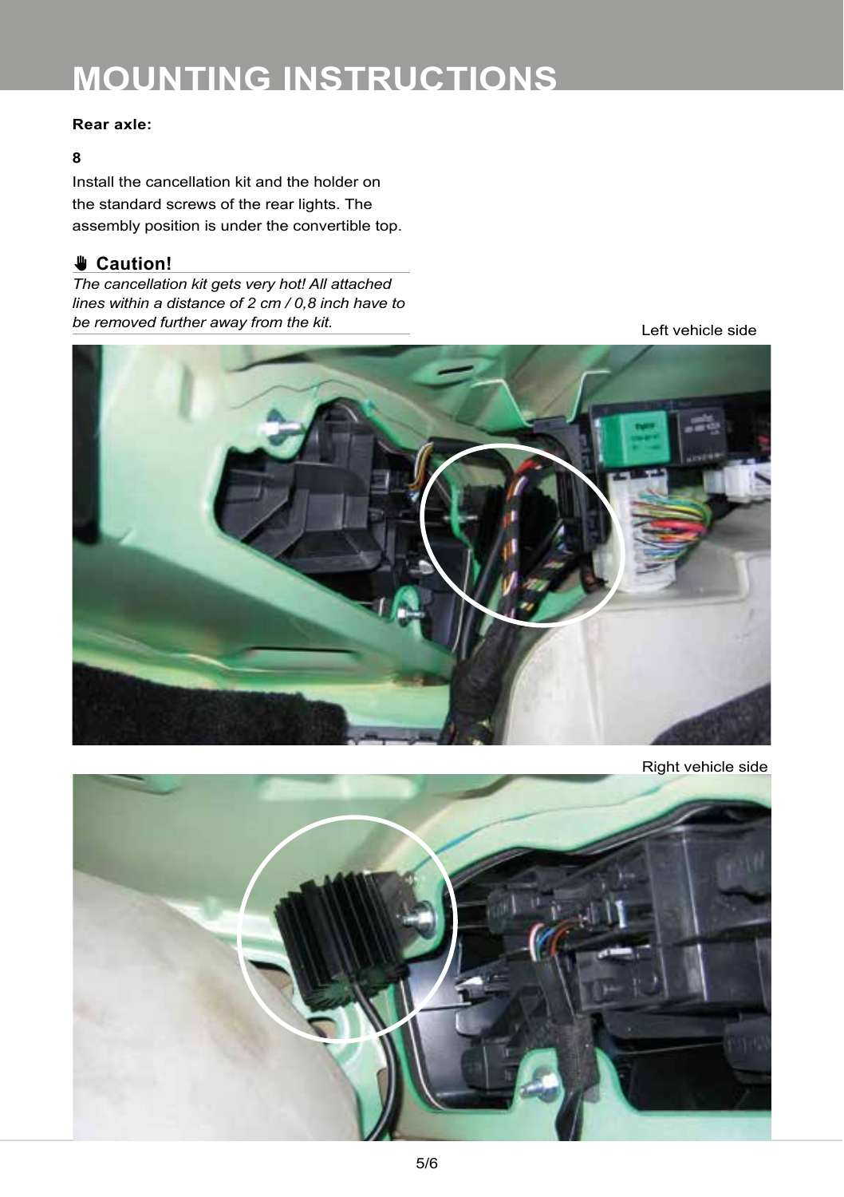# MOUNTING INSTRUCTIONS

**Rear axle:**

**8**

Install the cancellation kit and the holder on the standard screws of the rear lights. The assembly position is under the convertible top.

**✋ Caution!**

*The cancellation kit gets very hot! All attached lines within a distance of 2 cm / 0,8 inch have to be removed further away from the kit.*

Left vehicle side

Right vehicle side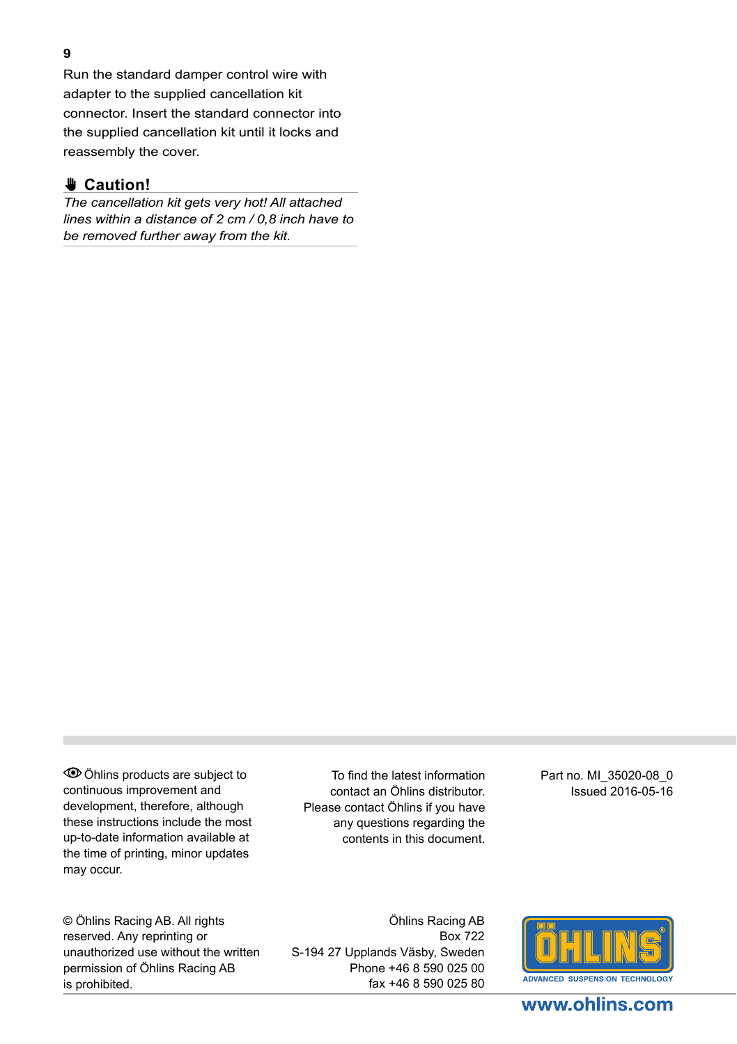**9**

Run the standard damper control wire with adapter to the supplied cancellation kit connector. Insert the standard connector into the supplied cancellation kit until it locks and reassembly the cover.

**Caution!**

*The cancellation kit gets very hot! All attached lines within a distance of 2 cm / 0,8 inch have to be removed further away from the kit.*

Öhlins products are subject to continuous improvement and development, therefore, although these instructions include the most up-to-date information available at the time of printing, minor updates may occur.

To find the latest information contact an Öhlins distributor. Please contact Öhlins if you have any questions regarding the contents in this document.

Part no. MI_35020-08_0
Issued 2016-05-16

© Öhlins Racing AB. All rights reserved. Any reprinting or unauthorized use without the written permission of Öhlins Racing AB is prohibited.

Öhlins Racing AB
Box 722
S-194 27 Upplands Väsby, Sweden
Phone +46 8 590 025 00
fax +46 8 590 025 80

ÖHLINS ADVANCED SUSPENSION TECHNOLOGY

www.ohlins.com